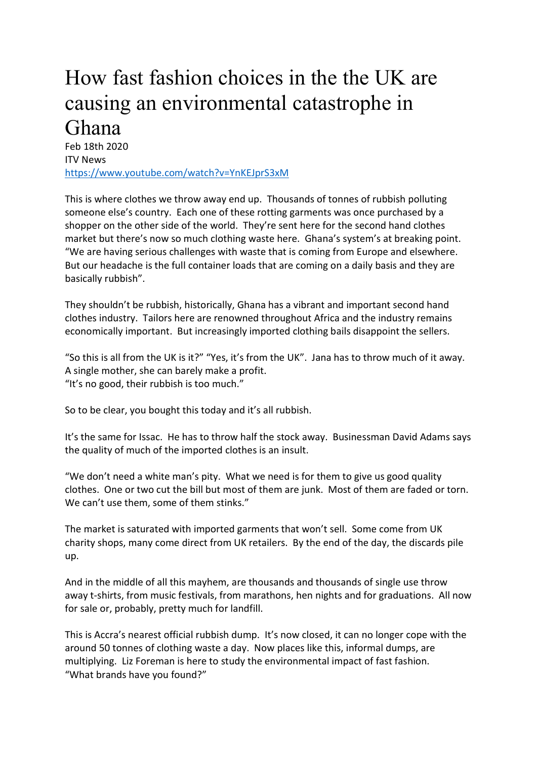# How fast fashion choices in the the UK are causing an environmental catastrophe in Ghana

Feb 18th 2020
ITV News
https://www.youtube.com/watch?v=YnKEJprS3xM

This is where clothes we throw away end up. Thousands of tonnes of rubbish polluting someone else's country. Each one of these rotting garments was once purchased by a shopper on the other side of the world. They're sent here for the second hand clothes market but there's now so much clothing waste here. Ghana's system's at breaking point. "We are having serious challenges with waste that is coming from Europe and elsewhere. But our headache is the full container loads that are coming on a daily basis and they are basically rubbish".

They shouldn't be rubbish, historically, Ghana has a vibrant and important second hand clothes industry. Tailors here are renowned throughout Africa and the industry remains economically important. But increasingly imported clothing bails disappoint the sellers.

"So this is all from the UK is it?" "Yes, it's from the UK". Jana has to throw much of it away. A single mother, she can barely make a profit.
"It's no good, their rubbish is too much."

So to be clear, you bought this today and it's all rubbish.

It's the same for Issac. He has to throw half the stock away. Businessman David Adams says the quality of much of the imported clothes is an insult.

"We don't need a white man's pity. What we need is for them to give us good quality clothes. One or two cut the bill but most of them are junk. Most of them are faded or torn. We can't use them, some of them stinks."

The market is saturated with imported garments that won't sell. Some come from UK charity shops, many come direct from UK retailers. By the end of the day, the discards pile up.

And in the middle of all this mayhem, are thousands and thousands of single use throw away t-shirts, from music festivals, from marathons, hen nights and for graduations. All now for sale or, probably, pretty much for landfill.

This is Accra's nearest official rubbish dump. It's now closed, it can no longer cope with the around 50 tonnes of clothing waste a day. Now places like this, informal dumps, are multiplying. Liz Foreman is here to study the environmental impact of fast fashion.
"What brands have you found?"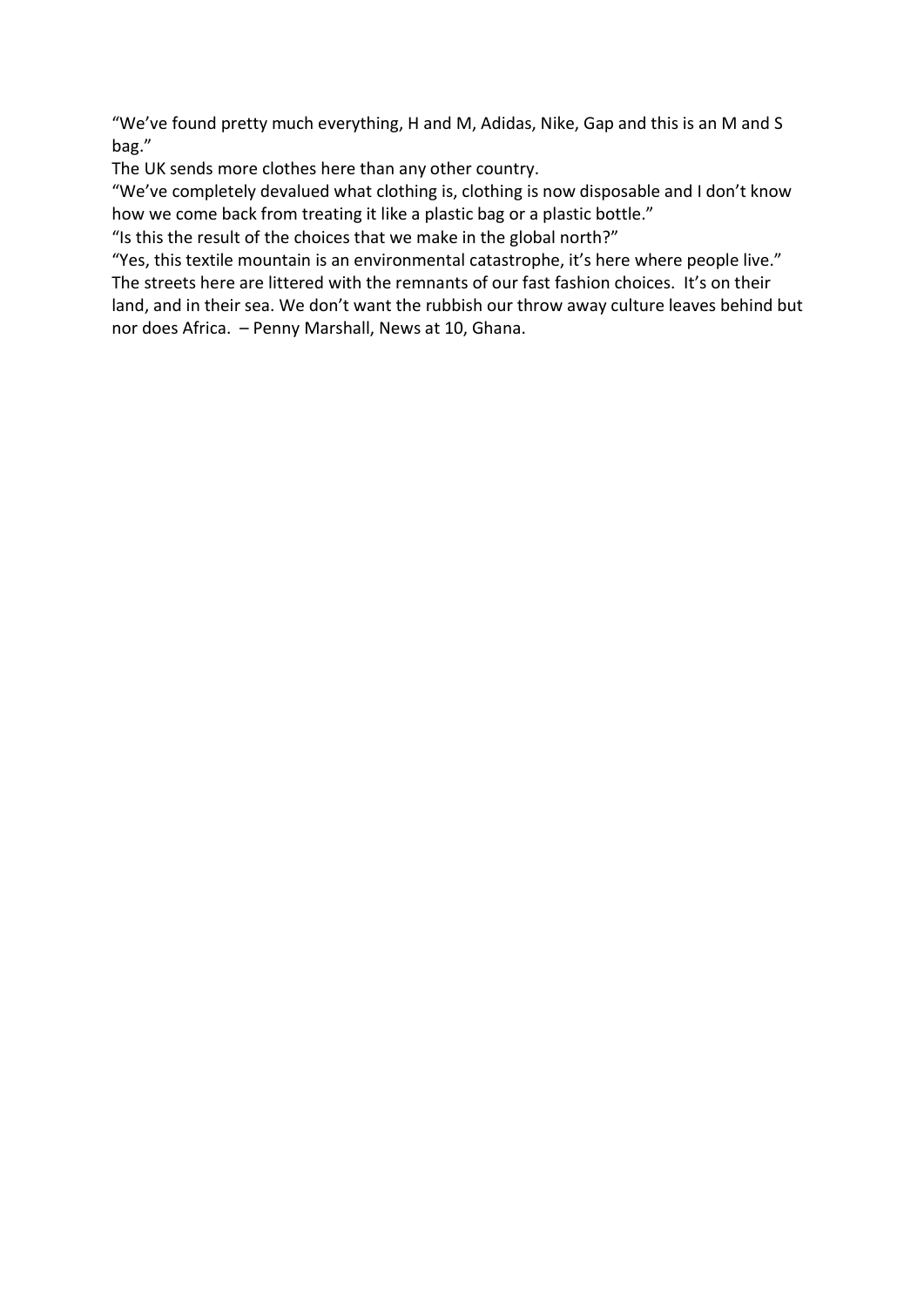"We've found pretty much everything, H and M, Adidas, Nike, Gap and this is an M and S bag."

The UK sends more clothes here than any other country.

"We've completely devalued what clothing is, clothing is now disposable and I don't know how we come back from treating it like a plastic bag or a plastic bottle."

"Is this the result of the choices that we make in the global north?"

"Yes, this textile mountain is an environmental catastrophe, it's here where people live."

The streets here are littered with the remnants of our fast fashion choices. It's on their land, and in their sea. We don't want the rubbish our throw away culture leaves behind but nor does Africa. – Penny Marshall, News at 10, Ghana.